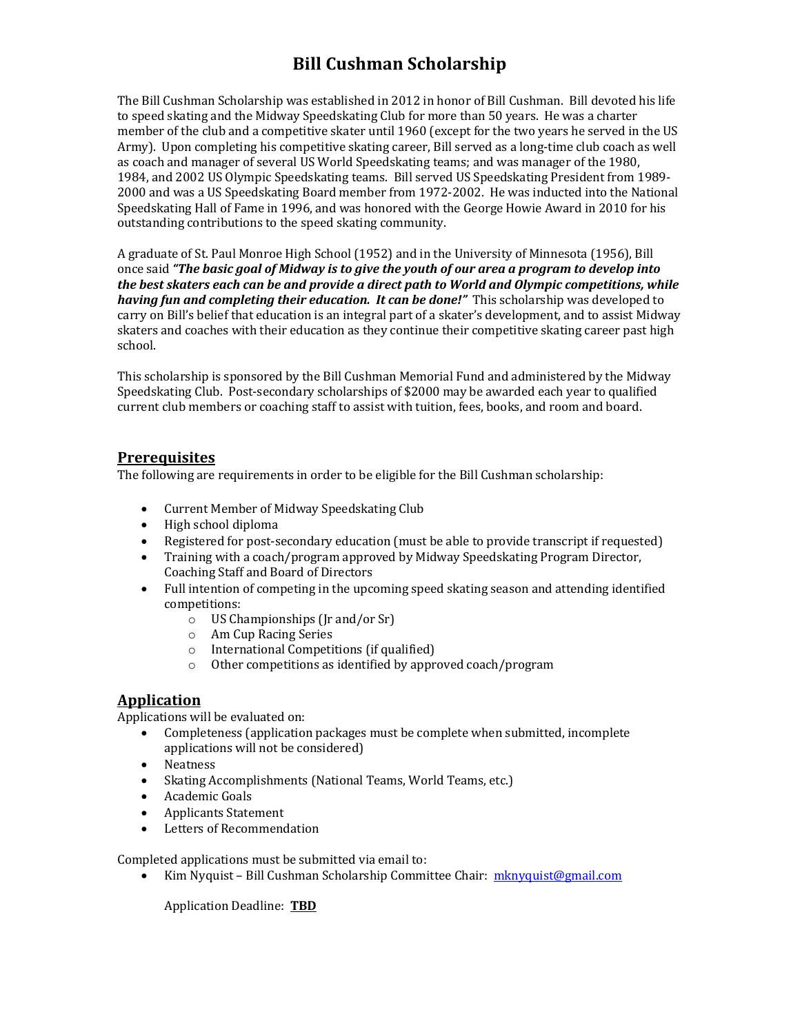# Bill Cushman Scholarship

The Bill Cushman Scholarship was established in 2012 in honor of Bill Cushman. Bill devoted his life to speed skating and the Midway Speedskating Club for more than 50 years. He was a charter member of the club and a competitive skater until 1960 (except for the two years he served in the US Army). Upon completing his competitive skating career, Bill served as a long-time club coach as well as coach and manager of several US World Speedskating teams; and was manager of the 1980, 1984, and 2002 US Olympic Speedskating teams. Bill served US Speedskating President from 1989-2000 and was a US Speedskating Board member from 1972-2002. He was inducted into the National Speedskating Hall of Fame in 1996, and was honored with the George Howie Award in 2010 for his outstanding contributions to the speed skating community.

A graduate of St. Paul Monroe High School (1952) and in the University of Minnesota (1956), Bill once said ***"The basic goal of Midway is to give the youth of our area a program to develop into the best skaters each can be and provide a direct path to World and Olympic competitions, while having fun and completing their education. It can be done!"*** This scholarship was developed to carry on Bill's belief that education is an integral part of a skater's development, and to assist Midway skaters and coaches with their education as they continue their competitive skating career past high school.

This scholarship is sponsored by the Bill Cushman Memorial Fund and administered by the Midway Speedskating Club. Post-secondary scholarships of $2000 may be awarded each year to qualified current club members or coaching staff to assist with tuition, fees, books, and room and board.

## Prerequisites

The following are requirements in order to be eligible for the Bill Cushman scholarship:

- Current Member of Midway Speedskating Club
- High school diploma
- Registered for post-secondary education (must be able to provide transcript if requested)
- Training with a coach/program approved by Midway Speedskating Program Director, Coaching Staff and Board of Directors
- Full intention of competing in the upcoming speed skating season and attending identified competitions:
  - US Championships (Jr and/or Sr)
  - Am Cup Racing Series
  - International Competitions (if qualified)
  - Other competitions as identified by approved coach/program

## Application

Applications will be evaluated on:

- Completeness (application packages must be complete when submitted, incomplete applications will not be considered)
- Neatness
- Skating Accomplishments (National Teams, World Teams, etc.)
- Academic Goals
- Applicants Statement
- Letters of Recommendation

Completed applications must be submitted via email to:

- Kim Nyquist – Bill Cushman Scholarship Committee Chair: mknyquist@gmail.com

  Application Deadline: **TBD**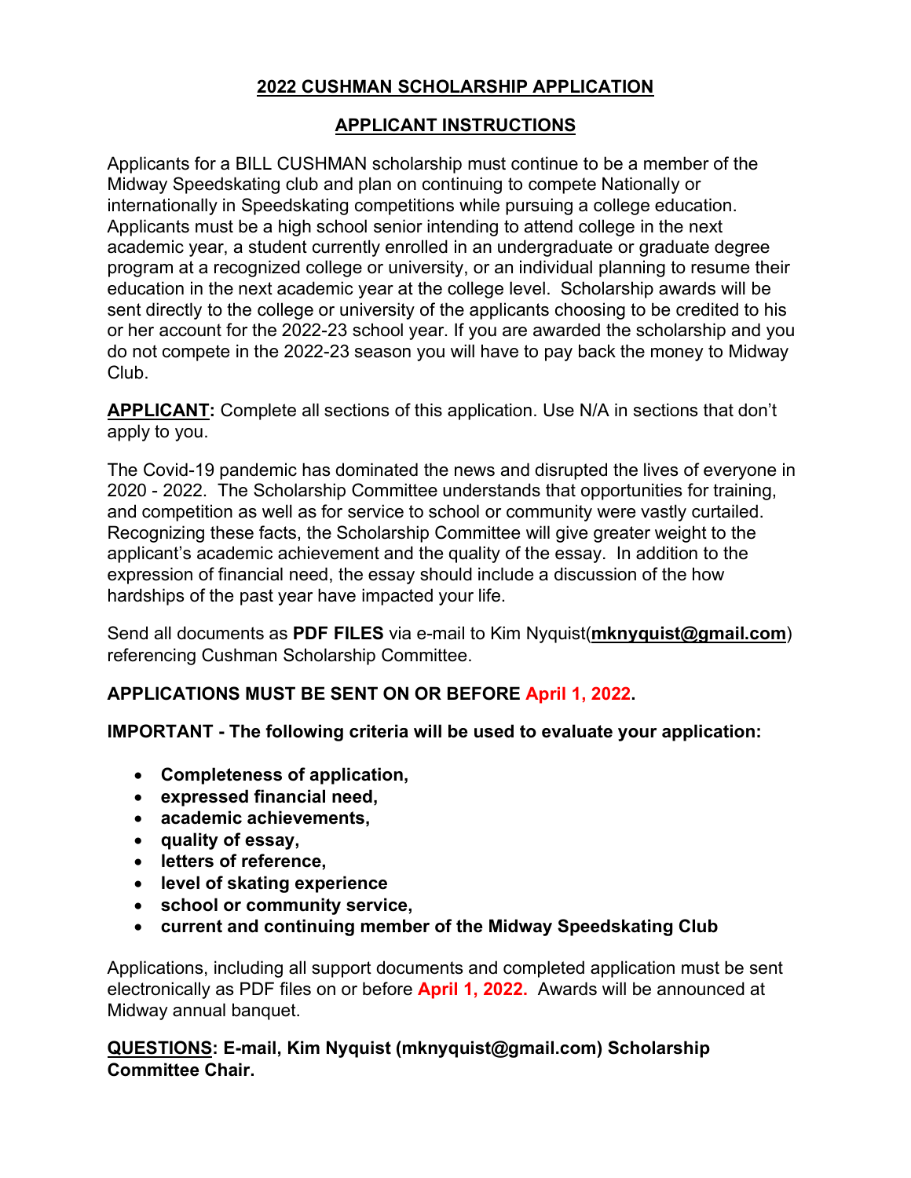## 2022 CUSHMAN SCHOLARSHIP APPLICATION

## APPLICANT INSTRUCTIONS

Applicants for a BILL CUSHMAN scholarship must continue to be a member of the Midway Speedskating club and plan on continuing to compete Nationally or internationally in Speedskating competitions while pursuing a college education. Applicants must be a high school senior intending to attend college in the next academic year, a student currently enrolled in an undergraduate or graduate degree program at a recognized college or university, or an individual planning to resume their education in the next academic year at the college level. Scholarship awards will be sent directly to the college or university of the applicants choosing to be credited to his or her account for the 2022-23 school year. If you are awarded the scholarship and you do not compete in the 2022-23 season you will have to pay back the money to Midway Club.

**APPLICANT:** Complete all sections of this application. Use N/A in sections that don't apply to you.

The Covid-19 pandemic has dominated the news and disrupted the lives of everyone in 2020 - 2022. The Scholarship Committee understands that opportunities for training, and competition as well as for service to school or community were vastly curtailed. Recognizing these facts, the Scholarship Committee will give greater weight to the applicant's academic achievement and the quality of the essay. In addition to the expression of financial need, the essay should include a discussion of the how hardships of the past year have impacted your life.

Send all documents as **PDF FILES** via e-mail to Kim Nyquist(**mknyquist@gmail.com**) referencing Cushman Scholarship Committee.

**APPLICATIONS MUST BE SENT ON OR BEFORE April 1, 2022.**

**IMPORTANT - The following criteria will be used to evaluate your application:**

- **Completeness of application,**
- **expressed financial need,**
- **academic achievements,**
- **quality of essay,**
- **letters of reference,**
- **level of skating experience**
- **school or community service,**
- **current and continuing member of the Midway Speedskating Club**

Applications, including all support documents and completed application must be sent electronically as PDF files on or before **April 1, 2022.** Awards will be announced at Midway annual banquet.

**QUESTIONS: E-mail, Kim Nyquist (mknyquist@gmail.com) Scholarship Committee Chair.**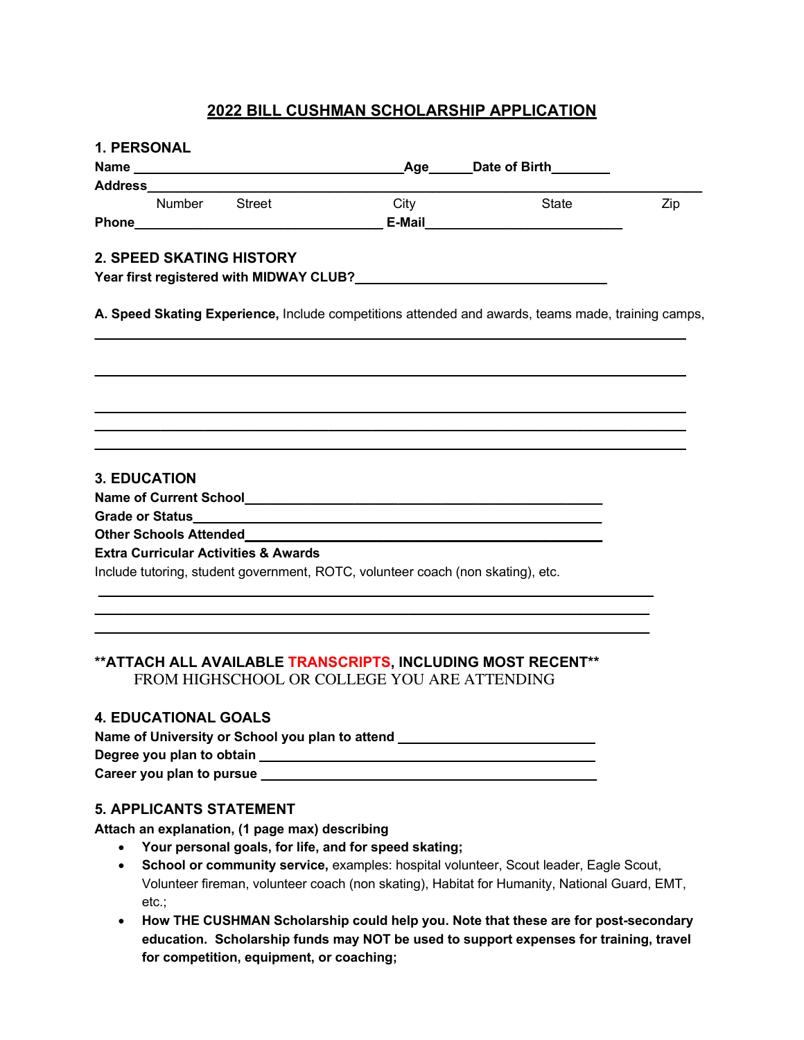# 2022 BILL CUSHMAN SCHOLARSHIP APPLICATION

## 1. PERSONAL

**Name** ______________________________ **Age**_____ **Date of Birth**_______

**Address**____________________________________________________________

Number Street City State Zip

**Phone**____________________________ **E-Mail**_______________________

## 2. SPEED SKATING HISTORY

**Year first registered with MIDWAY CLUB?**____________________________

**A. Speed Skating Experience,** Include competitions attended and awards, teams made, training camps,

______________________________________________________________________

______________________________________________________________________

______________________________________________________________________

______________________________________________________________________

______________________________________________________________________

## 3. EDUCATION

**Name of Current School**_____________________________________________

**Grade or Status**__________________________________________________

**Other Schools Attended**_____________________________________________

**Extra Curricular Activities & Awards**

Include tutoring, student government, ROTC, volunteer coach (non skating), etc.

______________________________________________________________________

______________________________________________________________________

______________________________________________________________________

**\*\*ATTACH ALL AVAILABLE TRANSCRIPTS, INCLUDING MOST RECENT\*\***
FROM HIGHSCHOOL OR COLLEGE YOU ARE ATTENDING

## 4. EDUCATIONAL GOALS

**Name of University or School you plan to attend** ________________________

**Degree you plan to obtain** ________________________________________

**Career you plan to pursue** ________________________________________

## 5. APPLICANTS STATEMENT

**Attach an explanation, (1 page max) describing**

- **Your personal goals, for life, and for speed skating;**
- **School or community service,** examples: hospital volunteer, Scout leader, Eagle Scout, Volunteer fireman, volunteer coach (non skating), Habitat for Humanity, National Guard, EMT, etc.;
- **How THE CUSHMAN Scholarship could help you. Note that these are for post-secondary education. Scholarship funds may NOT be used to support expenses for training, travel for competition, equipment, or coaching;**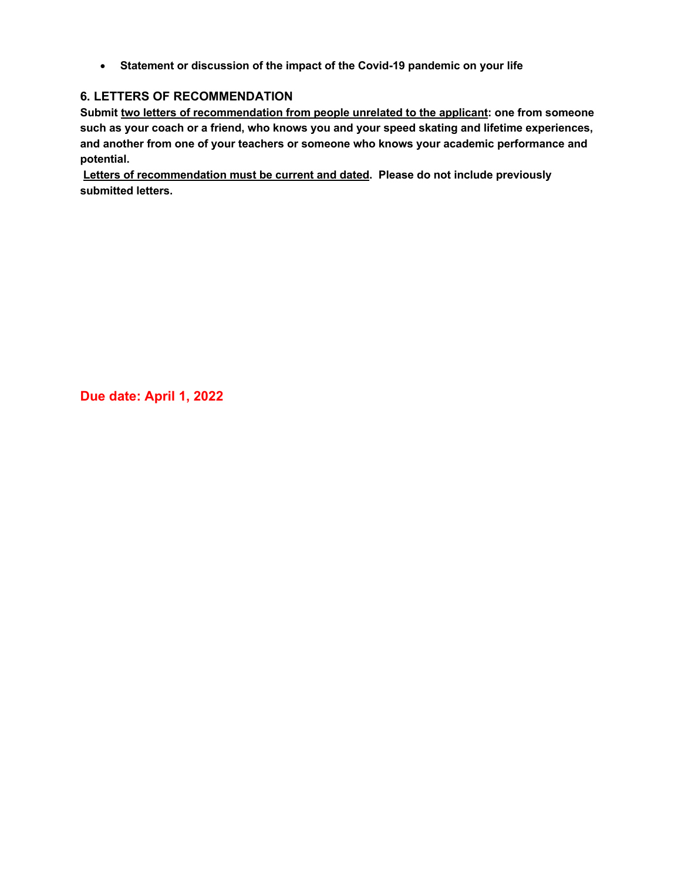- **Statement or discussion of the impact of the Covid-19 pandemic on your life**

## 6. LETTERS OF RECOMMENDATION

**Submit <u>two letters of recommendation from people unrelated to the applicant</u>: one from someone such as your coach or a friend, who knows you and your speed skating and lifetime experiences, and another from one of your teachers or someone who knows your academic performance and potential.**

**<u>Letters of recommendation must be current and dated</u>. Please do not include previously submitted letters.**

**Due date: April 1, 2022**